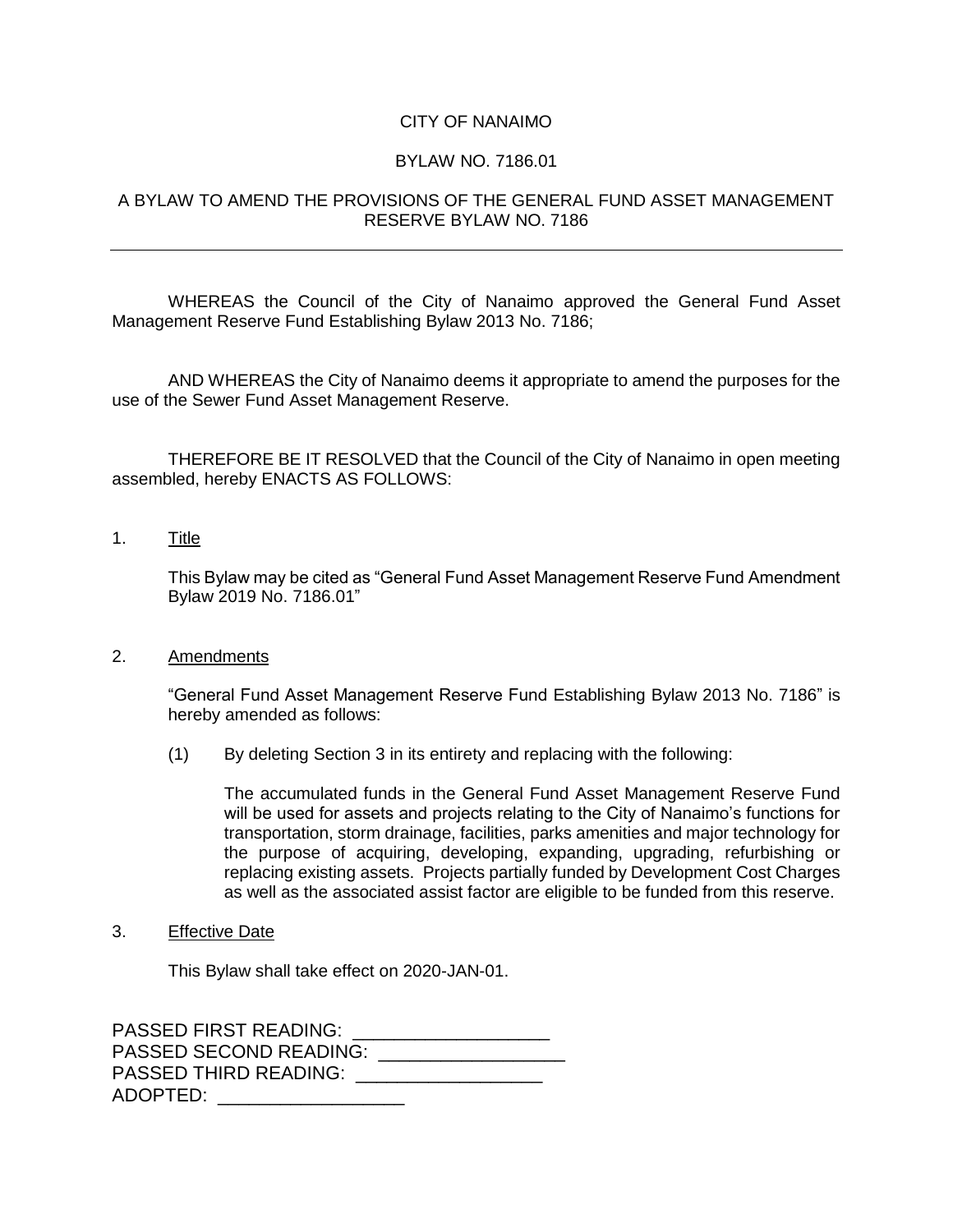CITY OF NANAIMO

BYLAW NO. 7186.01

A BYLAW TO AMEND THE PROVISIONS OF THE GENERAL FUND ASSET MANAGEMENT RESERVE BYLAW NO. 7186

---

WHEREAS the Council of the City of Nanaimo approved the General Fund Asset Management Reserve Fund Establishing Bylaw 2013 No. 7186;

AND WHEREAS the City of Nanaimo deems it appropriate to amend the purposes for the use of the Sewer Fund Asset Management Reserve.

THEREFORE BE IT RESOLVED that the Council of the City of Nanaimo in open meeting assembled, hereby ENACTS AS FOLLOWS:

1. Title

   This Bylaw may be cited as "General Fund Asset Management Reserve Fund Amendment Bylaw 2019 No. 7186.01"

2. Amendments

   "General Fund Asset Management Reserve Fund Establishing Bylaw 2013 No. 7186" is hereby amended as follows:

   (1) By deleting Section 3 in its entirety and replacing with the following:

   The accumulated funds in the General Fund Asset Management Reserve Fund will be used for assets and projects relating to the City of Nanaimo's functions for transportation, storm drainage, facilities, parks amenities and major technology for the purpose of acquiring, developing, expanding, upgrading, refurbishing or replacing existing assets. Projects partially funded by Development Cost Charges as well as the associated assist factor are eligible to be funded from this reserve.

3. Effective Date

   This Bylaw shall take effect on 2020-JAN-01.

PASSED FIRST READING: ___________________
PASSED SECOND READING: ___________________
PASSED THIRD READING: ___________________
ADOPTED: ___________________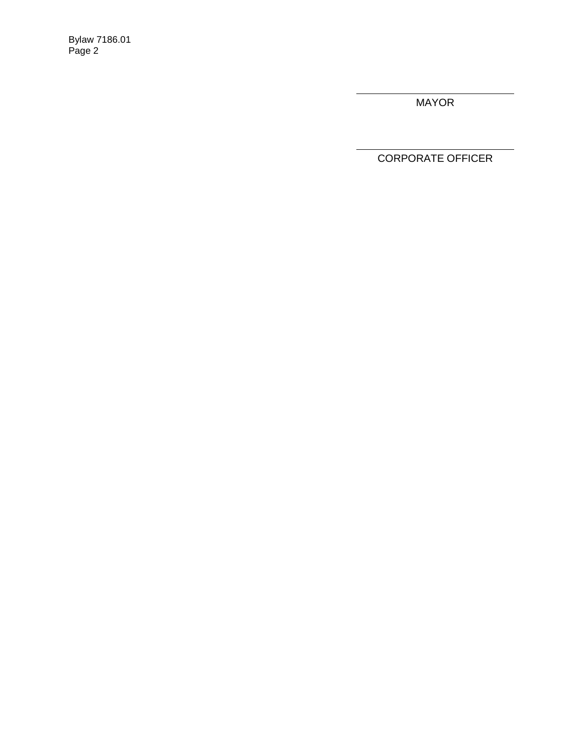_________________________
MAYOR

_________________________
CORPORATE OFFICER